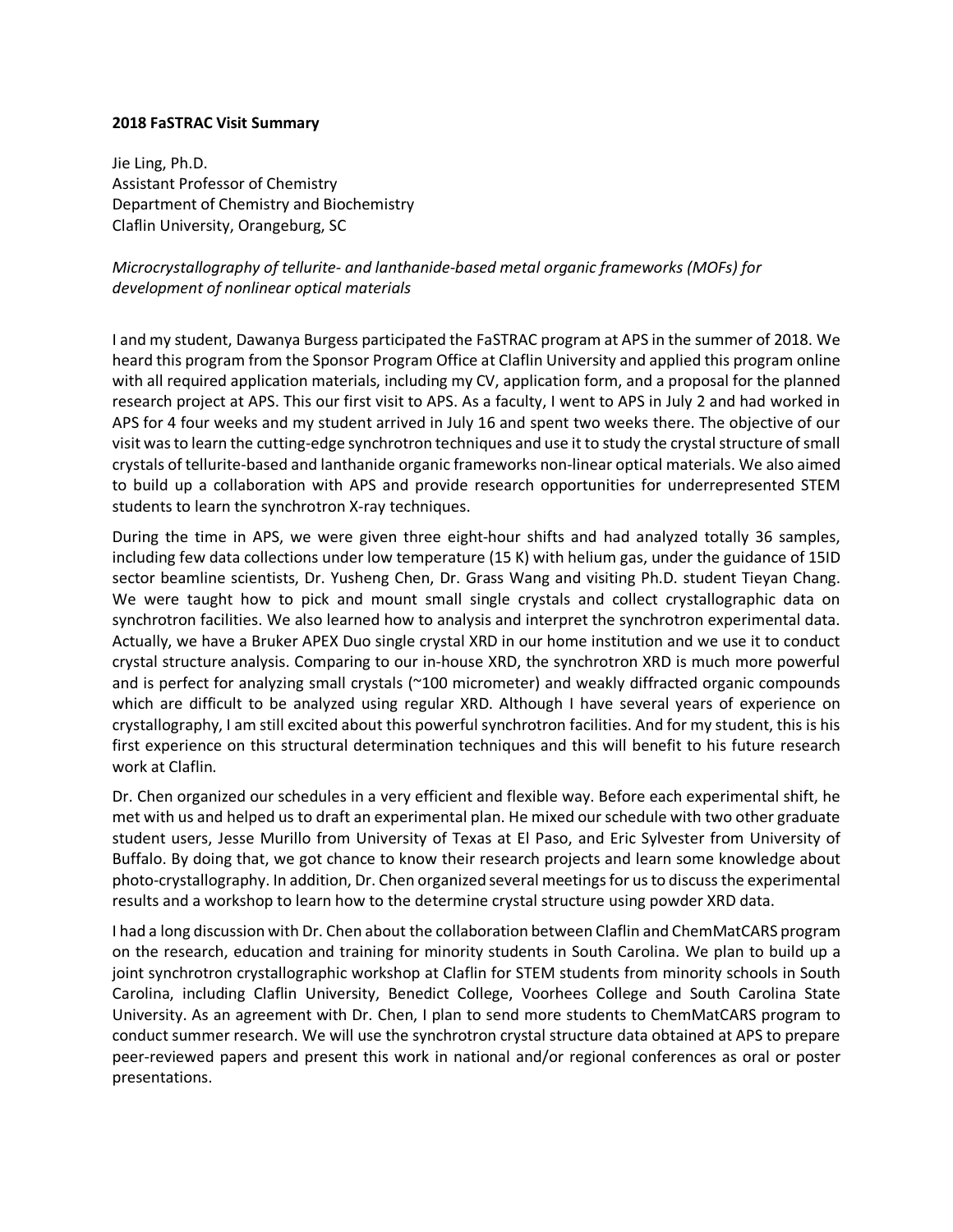**2018 FaSTRAC Visit Summary**

Jie Ling, Ph.D.
Assistant Professor of Chemistry
Department of Chemistry and Biochemistry
Claflin University, Orangeburg, SC

*Microcrystallography of tellurite- and lanthanide-based metal organic frameworks (MOFs) for development of nonlinear optical materials*

I and my student, Dawanya Burgess participated the FaSTRAC program at APS in the summer of 2018. We heard this program from the Sponsor Program Office at Claflin University and applied this program online with all required application materials, including my CV, application form, and a proposal for the planned research project at APS. This our first visit to APS. As a faculty, I went to APS in July 2 and had worked in APS for 4 four weeks and my student arrived in July 16 and spent two weeks there. The objective of our visit was to learn the cutting-edge synchrotron techniques and use it to study the crystal structure of small crystals of tellurite-based and lanthanide organic frameworks non-linear optical materials. We also aimed to build up a collaboration with APS and provide research opportunities for underrepresented STEM students to learn the synchrotron X-ray techniques.

During the time in APS, we were given three eight-hour shifts and had analyzed totally 36 samples, including few data collections under low temperature (15 K) with helium gas, under the guidance of 15ID sector beamline scientists, Dr. Yusheng Chen, Dr. Grass Wang and visiting Ph.D. student Tieyan Chang. We were taught how to pick and mount small single crystals and collect crystallographic data on synchrotron facilities. We also learned how to analysis and interpret the synchrotron experimental data. Actually, we have a Bruker APEX Duo single crystal XRD in our home institution and we use it to conduct crystal structure analysis. Comparing to our in-house XRD, the synchrotron XRD is much more powerful and is perfect for analyzing small crystals (~100 micrometer) and weakly diffracted organic compounds which are difficult to be analyzed using regular XRD. Although I have several years of experience on crystallography, I am still excited about this powerful synchrotron facilities. And for my student, this is his first experience on this structural determination techniques and this will benefit to his future research work at Claflin.

Dr. Chen organized our schedules in a very efficient and flexible way. Before each experimental shift, he met with us and helped us to draft an experimental plan. He mixed our schedule with two other graduate student users, Jesse Murillo from University of Texas at El Paso, and Eric Sylvester from University of Buffalo. By doing that, we got chance to know their research projects and learn some knowledge about photo-crystallography. In addition, Dr. Chen organized several meetings for us to discuss the experimental results and a workshop to learn how to the determine crystal structure using powder XRD data.

I had a long discussion with Dr. Chen about the collaboration between Claflin and ChemMatCARS program on the research, education and training for minority students in South Carolina. We plan to build up a joint synchrotron crystallographic workshop at Claflin for STEM students from minority schools in South Carolina, including Claflin University, Benedict College, Voorhees College and South Carolina State University. As an agreement with Dr. Chen, I plan to send more students to ChemMatCARS program to conduct summer research. We will use the synchrotron crystal structure data obtained at APS to prepare peer-reviewed papers and present this work in national and/or regional conferences as oral or poster presentations.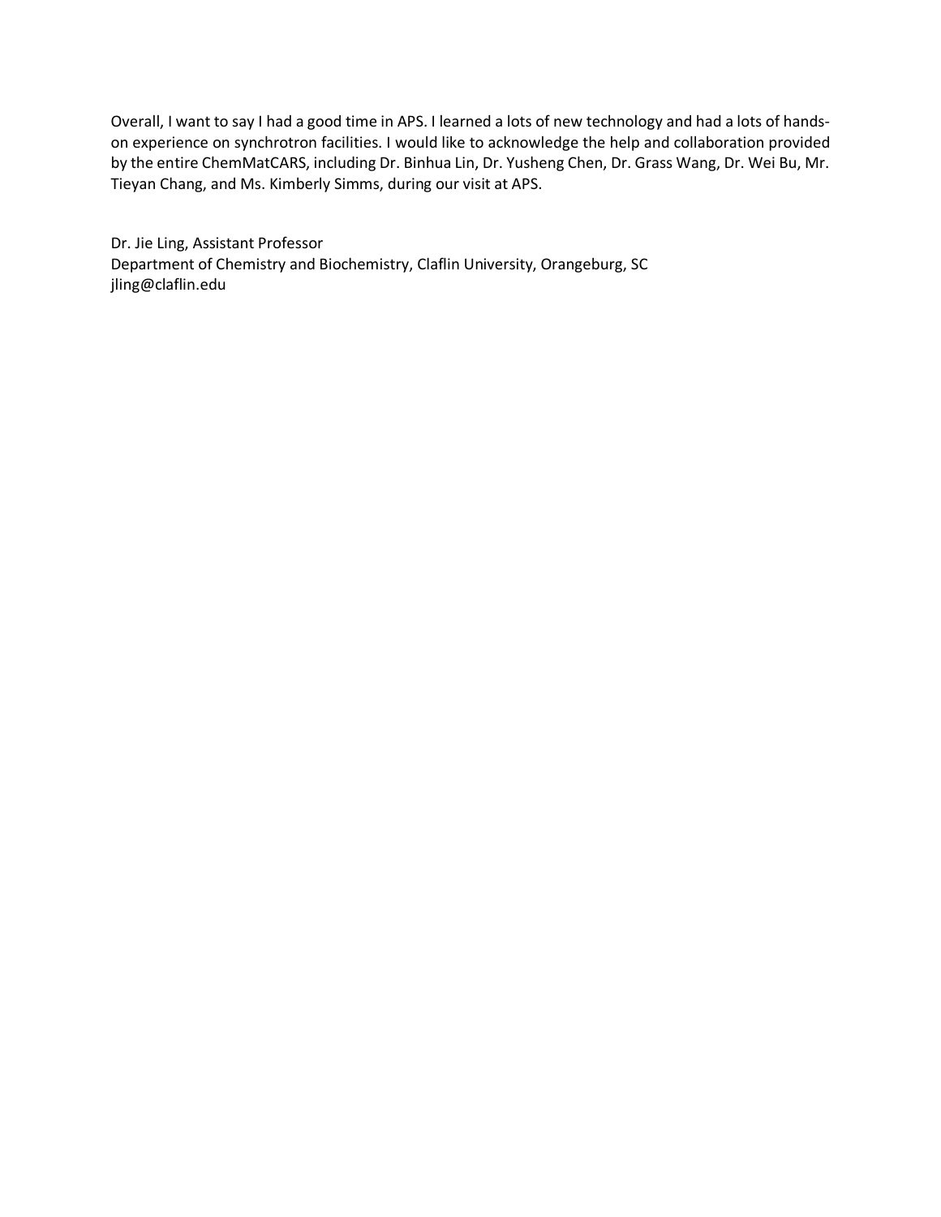Overall, I want to say I had a good time in APS. I learned a lots of new technology and had a lots of hands-on experience on synchrotron facilities. I would like to acknowledge the help and collaboration provided by the entire ChemMatCARS, including Dr. Binhua Lin, Dr. Yusheng Chen, Dr. Grass Wang, Dr. Wei Bu, Mr. Tieyan Chang, and Ms. Kimberly Simms, during our visit at APS.

Dr. Jie Ling, Assistant Professor  
Department of Chemistry and Biochemistry, Claflin University, Orangeburg, SC  
jling@claflin.edu